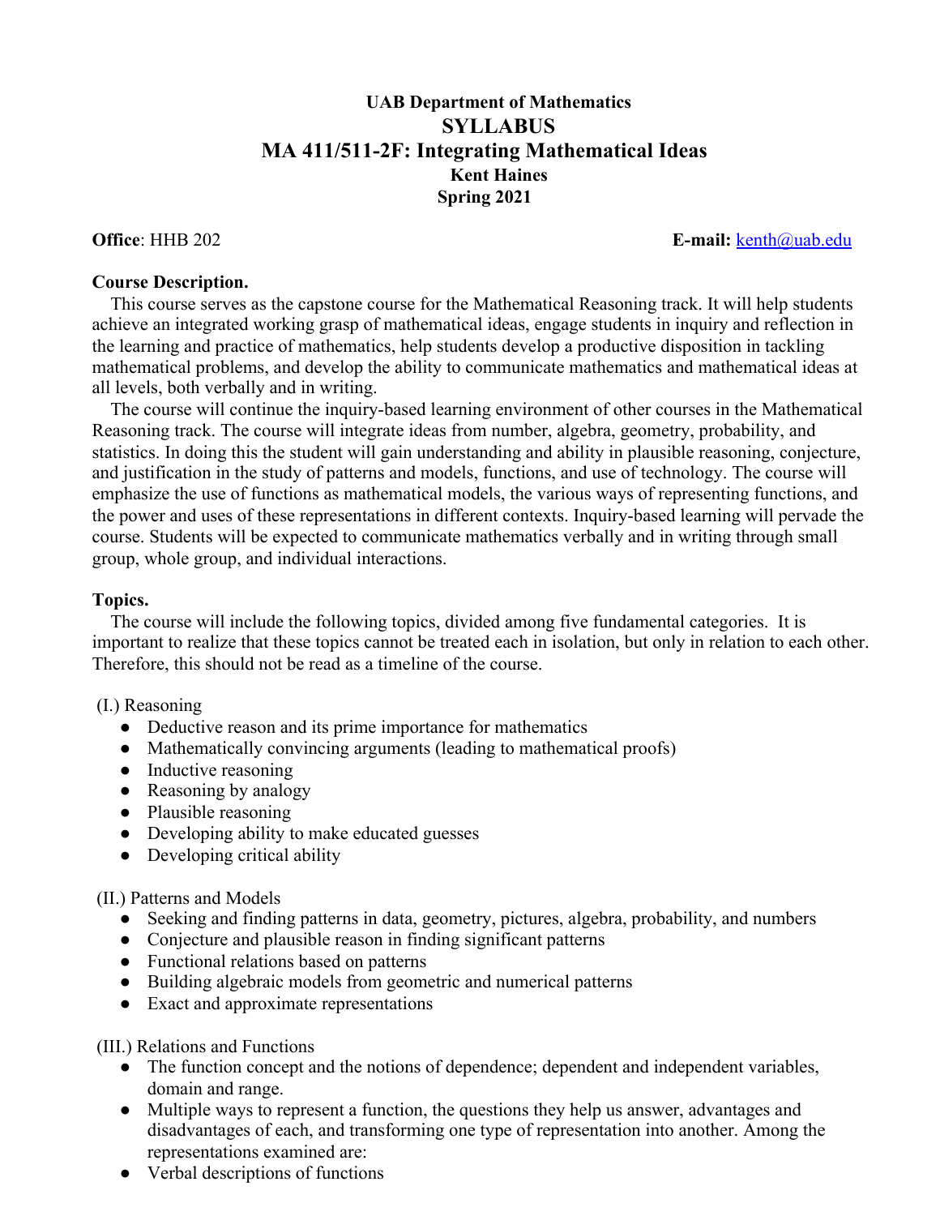**UAB Department of Mathematics**

# SYLLABUS

## MA 411/511-2F: Integrating Mathematical Ideas

**Kent Haines**

**Spring 2021**

**Office**: HHB 202 **E-mail:** kenth@uab.edu

**Course Description.**

This course serves as the capstone course for the Mathematical Reasoning track. It will help students achieve an integrated working grasp of mathematical ideas, engage students in inquiry and reflection in the learning and practice of mathematics, help students develop a productive disposition in tackling mathematical problems, and develop the ability to communicate mathematics and mathematical ideas at all levels, both verbally and in writing.

The course will continue the inquiry-based learning environment of other courses in the Mathematical Reasoning track. The course will integrate ideas from number, algebra, geometry, probability, and statistics. In doing this the student will gain understanding and ability in plausible reasoning, conjecture, and justification in the study of patterns and models, functions, and use of technology. The course will emphasize the use of functions as mathematical models, the various ways of representing functions, and the power and uses of these representations in different contexts. Inquiry-based learning will pervade the course. Students will be expected to communicate mathematics verbally and in writing through small group, whole group, and individual interactions.

**Topics.**

The course will include the following topics, divided among five fundamental categories. It is important to realize that these topics cannot be treated each in isolation, but only in relation to each other. Therefore, this should not be read as a timeline of the course.

(I.) Reasoning

- Deductive reason and its prime importance for mathematics
- Mathematically convincing arguments (leading to mathematical proofs)
- Inductive reasoning
- Reasoning by analogy
- Plausible reasoning
- Developing ability to make educated guesses
- Developing critical ability

(II.) Patterns and Models

- Seeking and finding patterns in data, geometry, pictures, algebra, probability, and numbers
- Conjecture and plausible reason in finding significant patterns
- Functional relations based on patterns
- Building algebraic models from geometric and numerical patterns
- Exact and approximate representations

(III.) Relations and Functions

- The function concept and the notions of dependence; dependent and independent variables, domain and range.
- Multiple ways to represent a function, the questions they help us answer, advantages and disadvantages of each, and transforming one type of representation into another. Among the representations examined are:
- Verbal descriptions of functions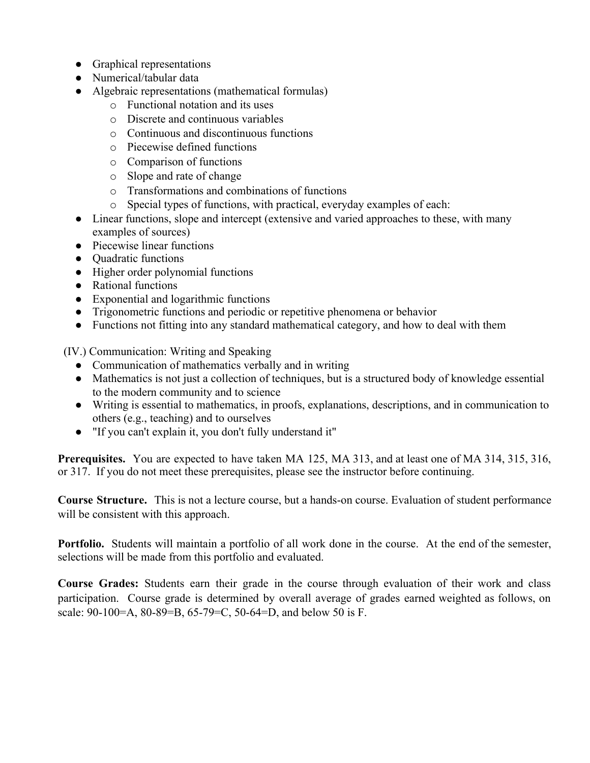- Graphical representations
- Numerical/tabular data
- Algebraic representations (mathematical formulas)
    - Functional notation and its uses
    - Discrete and continuous variables
    - Continuous and discontinuous functions
    - Piecewise defined functions
    - Comparison of functions
    - Slope and rate of change
    - Transformations and combinations of functions
    - Special types of functions, with practical, everyday examples of each:
- Linear functions, slope and intercept (extensive and varied approaches to these, with many examples of sources)
- Piecewise linear functions
- Quadratic functions
- Higher order polynomial functions
- Rational functions
- Exponential and logarithmic functions
- Trigonometric functions and periodic or repetitive phenomena or behavior
- Functions not fitting into any standard mathematical category, and how to deal with them

(IV.) Communication: Writing and Speaking

- Communication of mathematics verbally and in writing
- Mathematics is not just a collection of techniques, but is a structured body of knowledge essential to the modern community and to science
- Writing is essential to mathematics, in proofs, explanations, descriptions, and in communication to others (e.g., teaching) and to ourselves
- "If you can't explain it, you don't fully understand it"

**Prerequisites.** You are expected to have taken MA 125, MA 313, and at least one of MA 314, 315, 316, or 317. If you do not meet these prerequisites, please see the instructor before continuing.

**Course Structure.** This is not a lecture course, but a hands-on course. Evaluation of student performance will be consistent with this approach.

**Portfolio.** Students will maintain a portfolio of all work done in the course. At the end of the semester, selections will be made from this portfolio and evaluated.

**Course Grades:** Students earn their grade in the course through evaluation of their work and class participation. Course grade is determined by overall average of grades earned weighted as follows, on scale: 90-100=A, 80-89=B, 65-79=C, 50-64=D, and below 50 is F.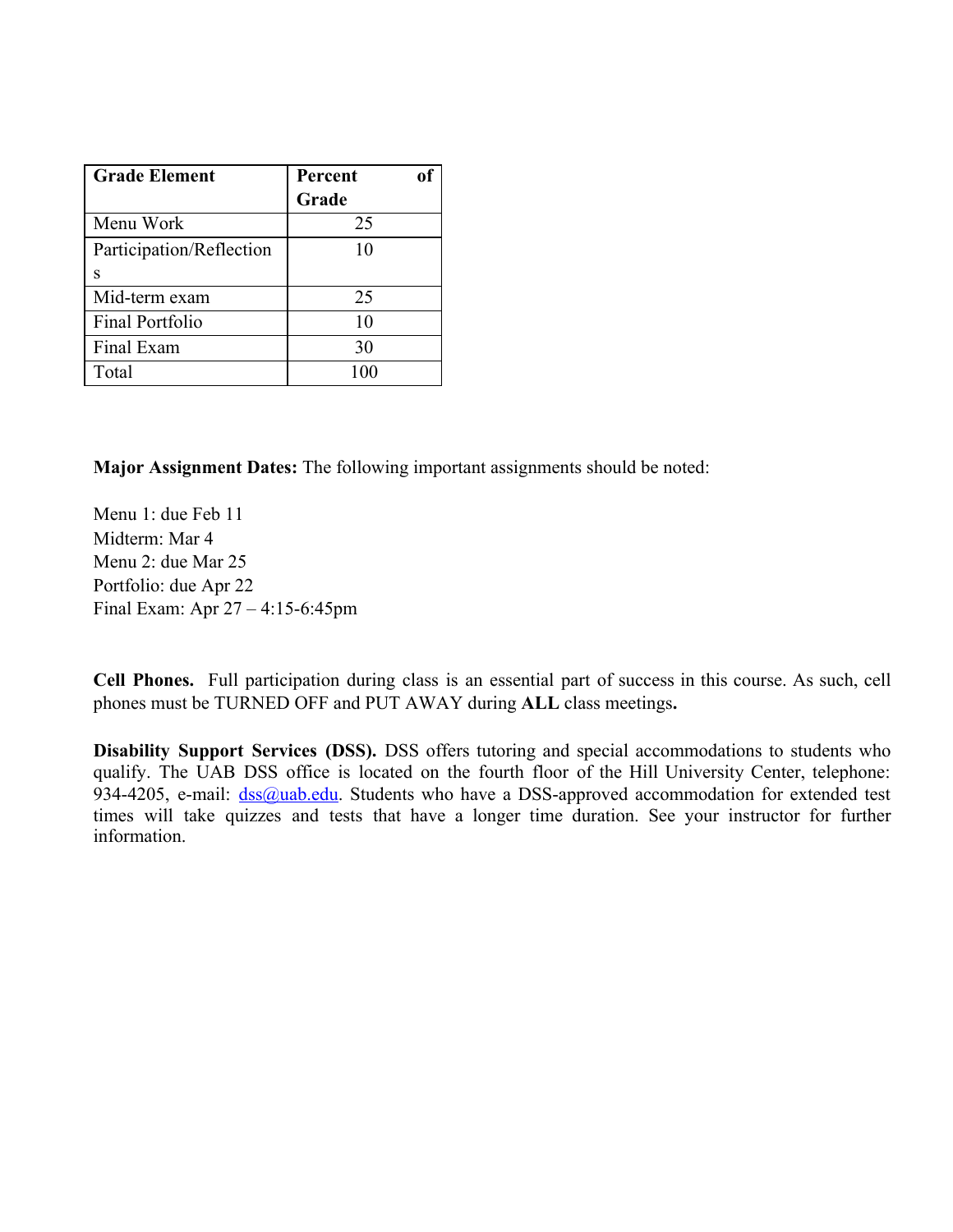| Grade Element | Percent of Grade |
| --- | --- |
| Menu Work | 25 |
| Participation/Reflections | 10 |
| Mid-term exam | 25 |
| Final Portfolio | 10 |
| Final Exam | 30 |
| Total | 100 |

**Major Assignment Dates:** The following important assignments should be noted:

Menu 1: due Feb 11
Midterm: Mar 4
Menu 2: due Mar 25
Portfolio: due Apr 22
Final Exam: Apr 27 – 4:15-6:45pm

**Cell Phones.** Full participation during class is an essential part of success in this course. As such, cell phones must be TURNED OFF and PUT AWAY during **ALL** class meetings**.**

**Disability Support Services (DSS).** DSS offers tutoring and special accommodations to students who qualify. The UAB DSS office is located on the fourth floor of the Hill University Center, telephone: 934-4205, e-mail: dss@uab.edu. Students who have a DSS-approved accommodation for extended test times will take quizzes and tests that have a longer time duration. See your instructor for further information.